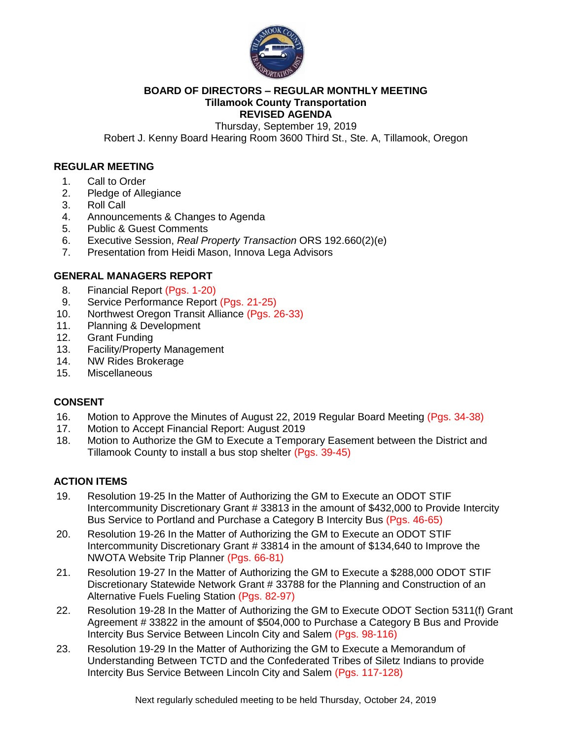**BOARD OF DIRECTORS – REGULAR MONTHLY MEETING**
**Tillamook County Transportation**
**REVISED AGENDA**

Thursday, September 19, 2019
Robert J. Kenny Board Hearing Room 3600 Third St., Ste. A, Tillamook, Oregon

## REGULAR MEETING

1. Call to Order
2. Pledge of Allegiance
3. Roll Call
4. Announcements & Changes to Agenda
5. Public & Guest Comments
6. Executive Session, *Real Property Transaction* ORS 192.660(2)(e)
7. Presentation from Heidi Mason, Innova Lega Advisors

## GENERAL MANAGERS REPORT

8. Financial Report (Pgs. 1-20)
9. Service Performance Report (Pgs. 21-25)
10. Northwest Oregon Transit Alliance (Pgs. 26-33)
11. Planning & Development
12. Grant Funding
13. Facility/Property Management
14. NW Rides Brokerage
15. Miscellaneous

## CONSENT

16. Motion to Approve the Minutes of August 22, 2019 Regular Board Meeting (Pgs. 34-38)
17. Motion to Accept Financial Report: August 2019
18. Motion to Authorize the GM to Execute a Temporary Easement between the District and Tillamook County to install a bus stop shelter (Pgs. 39-45)

## ACTION ITEMS

19. Resolution 19-25 In the Matter of Authorizing the GM to Execute an ODOT STIF Intercommunity Discretionary Grant # 33813 in the amount of $432,000 to Provide Intercity Bus Service to Portland and Purchase a Category B Intercity Bus (Pgs. 46-65)
20. Resolution 19-26 In the Matter of Authorizing the GM to Execute an ODOT STIF Intercommunity Discretionary Grant # 33814 in the amount of $134,640 to Improve the NWOTA Website Trip Planner (Pgs. 66-81)
21. Resolution 19-27 In the Matter of Authorizing the GM to Execute a $288,000 ODOT STIF Discretionary Statewide Network Grant # 33788 for the Planning and Construction of an Alternative Fuels Fueling Station (Pgs. 82-97)
22. Resolution 19-28 In the Matter of Authorizing the GM to Execute ODOT Section 5311(f) Grant Agreement # 33822 in the amount of $504,000 to Purchase a Category B Bus and Provide Intercity Bus Service Between Lincoln City and Salem (Pgs. 98-116)
23. Resolution 19-29 In the Matter of Authorizing the GM to Execute a Memorandum of Understanding Between TCTD and the Confederated Tribes of Siletz Indians to provide Intercity Bus Service Between Lincoln City and Salem (Pgs. 117-128)

Next regularly scheduled meeting to be held Thursday, October 24, 2019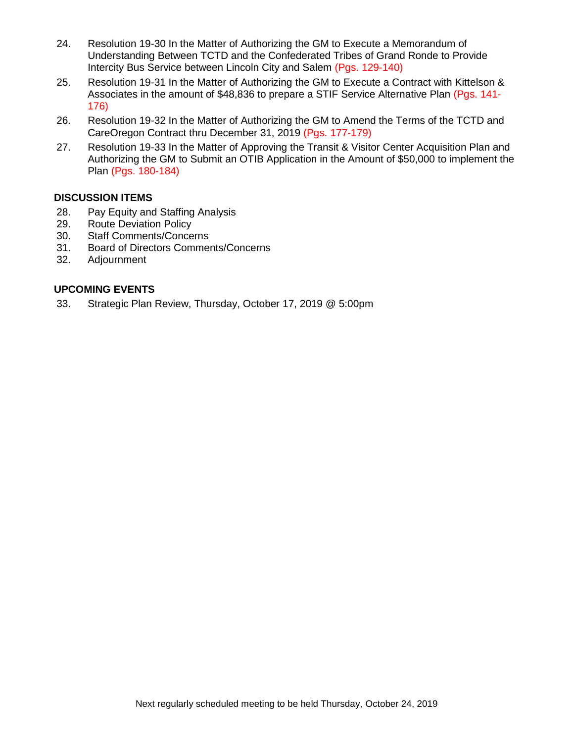24. Resolution 19-30 In the Matter of Authorizing the GM to Execute a Memorandum of Understanding Between TCTD and the Confederated Tribes of Grand Ronde to Provide Intercity Bus Service between Lincoln City and Salem (Pgs. 129-140)
25. Resolution 19-31 In the Matter of Authorizing the GM to Execute a Contract with Kittelson & Associates in the amount of $48,836 to prepare a STIF Service Alternative Plan (Pgs. 141-176)
26. Resolution 19-32 In the Matter of Authorizing the GM to Amend the Terms of the TCTD and CareOregon Contract thru December 31, 2019 (Pgs. 177-179)
27. Resolution 19-33 In the Matter of Approving the Transit & Visitor Center Acquisition Plan and Authorizing the GM to Submit an OTIB Application in the Amount of $50,000 to implement the Plan (Pgs. 180-184)

**DISCUSSION ITEMS**

28. Pay Equity and Staffing Analysis
29. Route Deviation Policy
30. Staff Comments/Concerns
31. Board of Directors Comments/Concerns
32. Adjournment

**UPCOMING EVENTS**

33. Strategic Plan Review, Thursday, October 17, 2019 @ 5:00pm

Next regularly scheduled meeting to be held Thursday, October 24, 2019